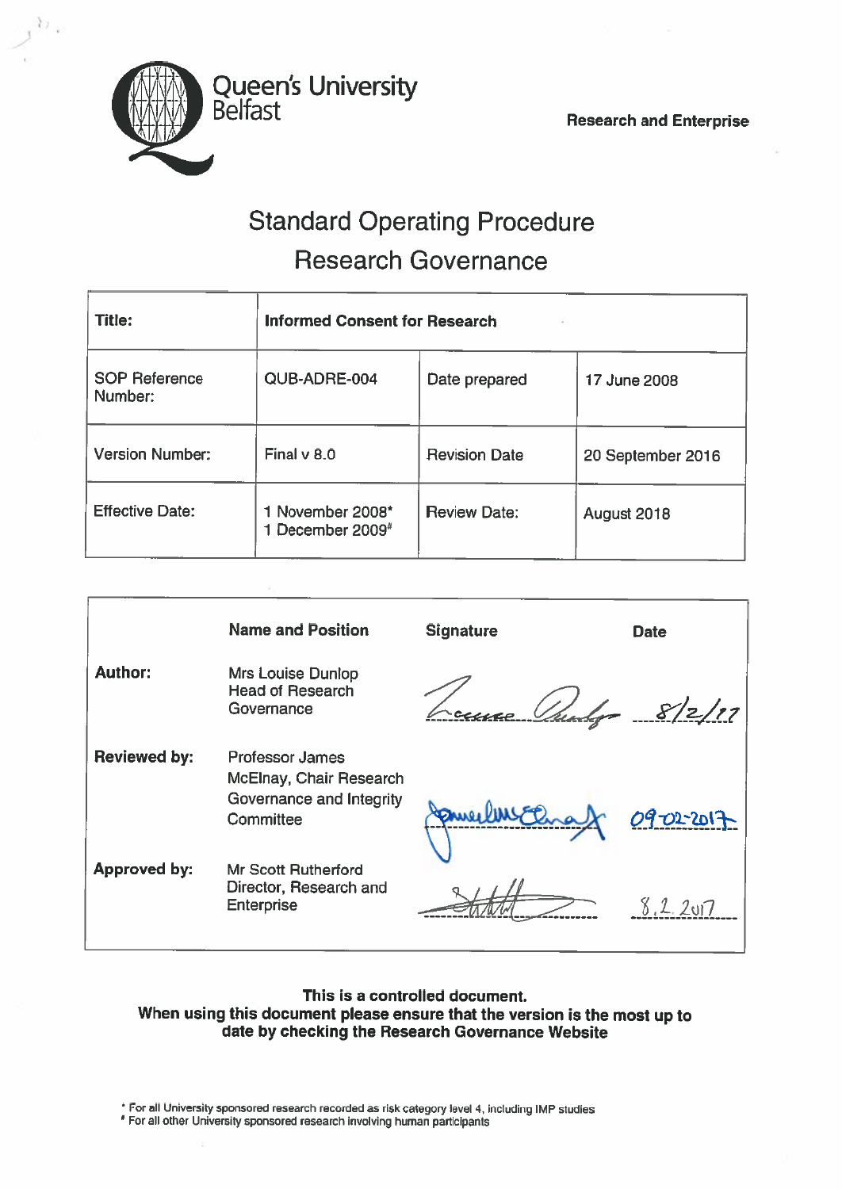Queen's University Belfast

Research and Enterprise

# Standard Operating Procedure
## Research Governance

| Title: | Informed Consent for Research | | |
|---|---|---|---|
| SOP Reference Number: | QUB-ADRE-004 | Date prepared | 17 June 2008 |
| Version Number: | Final v 8.0 | Revision Date | 20 September 2016 |
| Effective Date: | 1 November 2008* 1 December 2009# | Review Date: | August 2018 |

| | Name and Position | Signature | Date |
|---|---|---|---|
| Author: | Mrs Louise Dunlop Head of Research Governance | *Louise Dunlop* | 8/2/17 |
| Reviewed by: | Professor James McElnay, Chair Research Governance and Integrity Committee | *James McElnay* | 09-02-2017 |
| Approved by: | Mr Scott Rutherford Director, Research and Enterprise | *Signature* | 8.2.2017 |

**This is a controlled document.**
**When using this document please ensure that the version is the most up to date by checking the Research Governance Website**

* For all University sponsored research recorded as risk category level 4, including IMP studies
# For all other University sponsored research involving human participants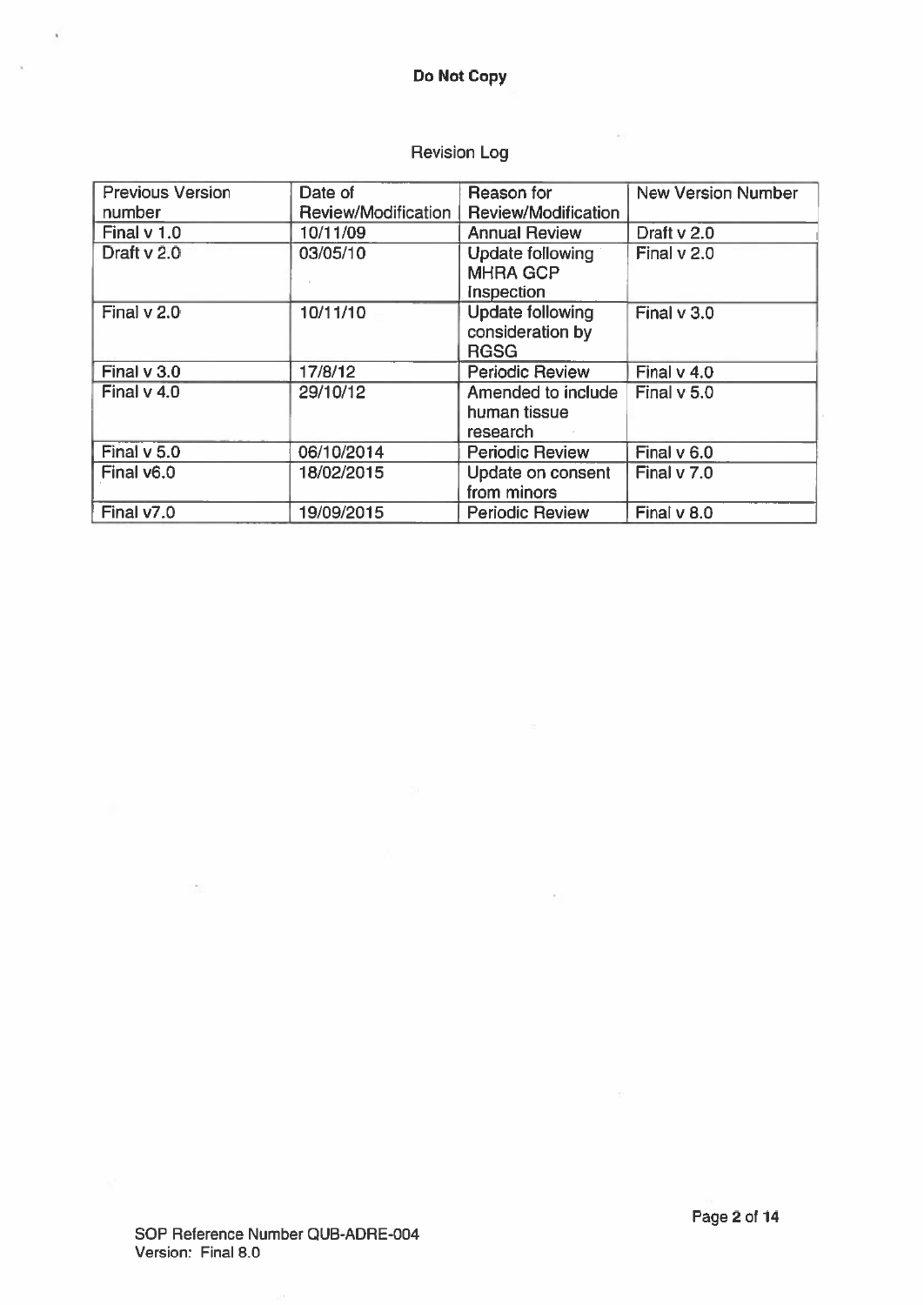**Do Not Copy**

Revision Log

| Previous Version number | Date of Review/Modification | Reason for Review/Modification | New Version Number |
|---|---|---|---|
| Final v 1.0 | 10/11/09 | Annual Review | Draft v 2.0 |
| Draft v 2.0 | 03/05/10 | Update following MHRA GCP Inspection | Final v 2.0 |
| Final v 2.0 | 10/11/10 | Update following consideration by RGSG | Final v 3.0 |
| Final v 3.0 | 17/8/12 | Periodic Review | Final v 4.0 |
| Final v 4.0 | 29/10/12 | Amended to include human tissue research | Final v 5.0 |
| Final v 5.0 | 06/10/2014 | Periodic Review | Final v 6.0 |
| Final v6.0 | 18/02/2015 | Update on consent from minors | Final v 7.0 |
| Final v7.0 | 19/09/2015 | Periodic Review | Final v 8.0 |

SOP Reference Number QUB-ADRE-004
Version: Final 8.0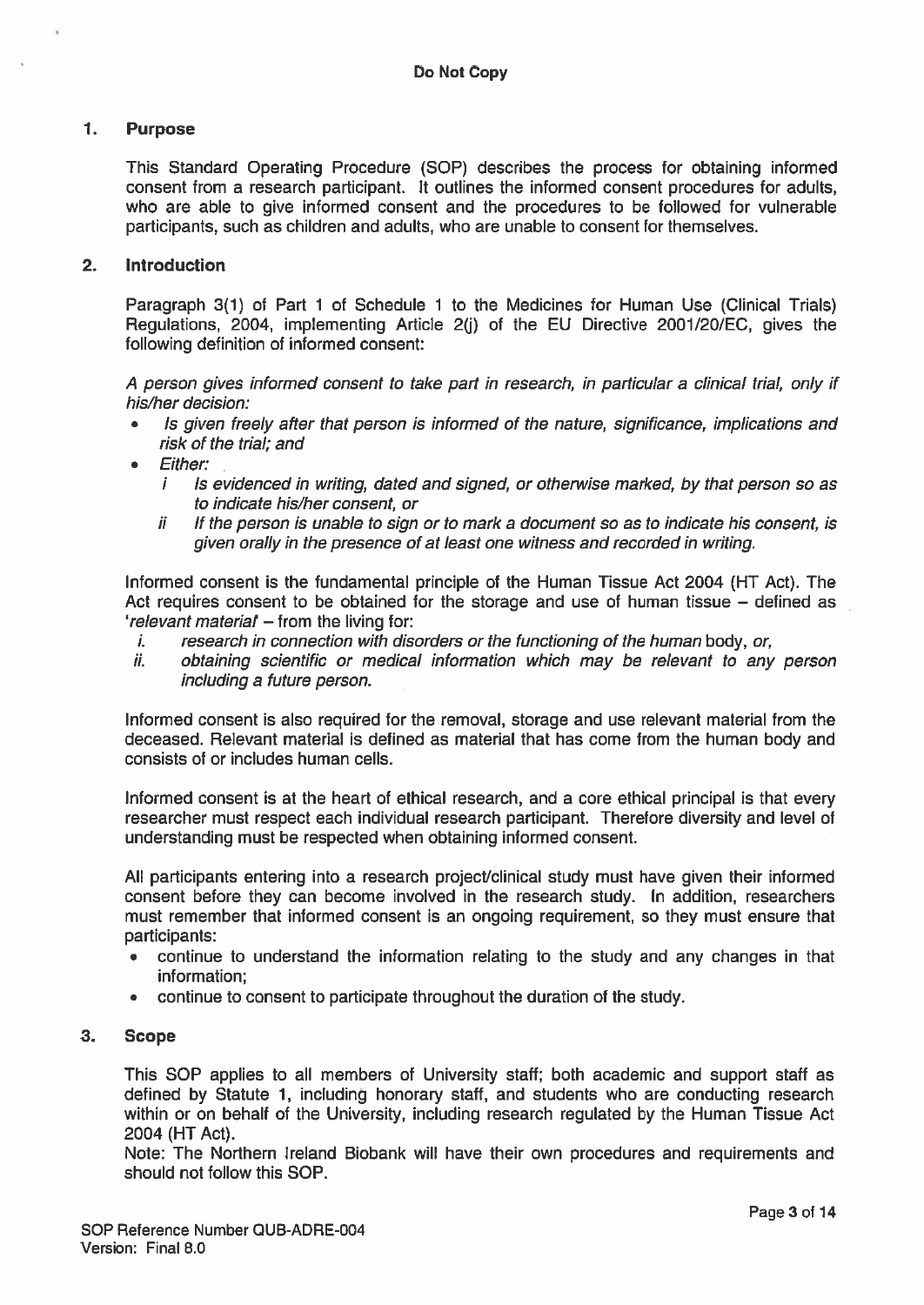**Do Not Copy**

## 1. Purpose

This Standard Operating Procedure (SOP) describes the process for obtaining informed consent from a research participant. It outlines the informed consent procedures for adults, who are able to give informed consent and the procedures to be followed for vulnerable participants, such as children and adults, who are unable to consent for themselves.

## 2. Introduction

Paragraph 3(1) of Part 1 of Schedule 1 to the Medicines for Human Use (Clinical Trials) Regulations, 2004, implementing Article 2(j) of the EU Directive 2001/20/EC, gives the following definition of informed consent:

*A person gives informed consent to take part in research, in particular a clinical trial, only if his/her decision:*

- *Is given freely after that person is informed of the nature, significance, implications and risk of the trial; and*
- *Either:*
  - *i Is evidenced in writing, dated and signed, or otherwise marked, by that person so as to indicate his/her consent, or*
  - *ii If the person is unable to sign or to mark a document so as to indicate his consent, is given orally in the presence of at least one witness and recorded in writing.*

Informed consent is the fundamental principle of the Human Tissue Act 2004 (HT Act). The Act requires consent to be obtained for the storage and use of human tissue – defined as '*relevant material*' – from the living for:

- i. *research in connection with disorders or the functioning of the human* body, *or,*
- ii. *obtaining scientific or medical information which may be relevant to any person including a future person.*

Informed consent is also required for the removal, storage and use relevant material from the deceased. Relevant material is defined as material that has come from the human body and consists of or includes human cells.

Informed consent is at the heart of ethical research, and a core ethical principal is that every researcher must respect each individual research participant. Therefore diversity and level of understanding must be respected when obtaining informed consent.

All participants entering into a research project/clinical study must have given their informed consent before they can become involved in the research study. In addition, researchers must remember that informed consent is an ongoing requirement, so they must ensure that participants:

- continue to understand the information relating to the study and any changes in that information;
- continue to consent to participate throughout the duration of the study.

## 3. Scope

This SOP applies to all members of University staff; both academic and support staff as defined by Statute 1, including honorary staff, and students who are conducting research within or on behalf of the University, including research regulated by the Human Tissue Act 2004 (HT Act).

Note: The Northern Ireland Biobank will have their own procedures and requirements and should not follow this SOP.

SOP Reference Number QUB-ADRE-004
Version: Final 8.0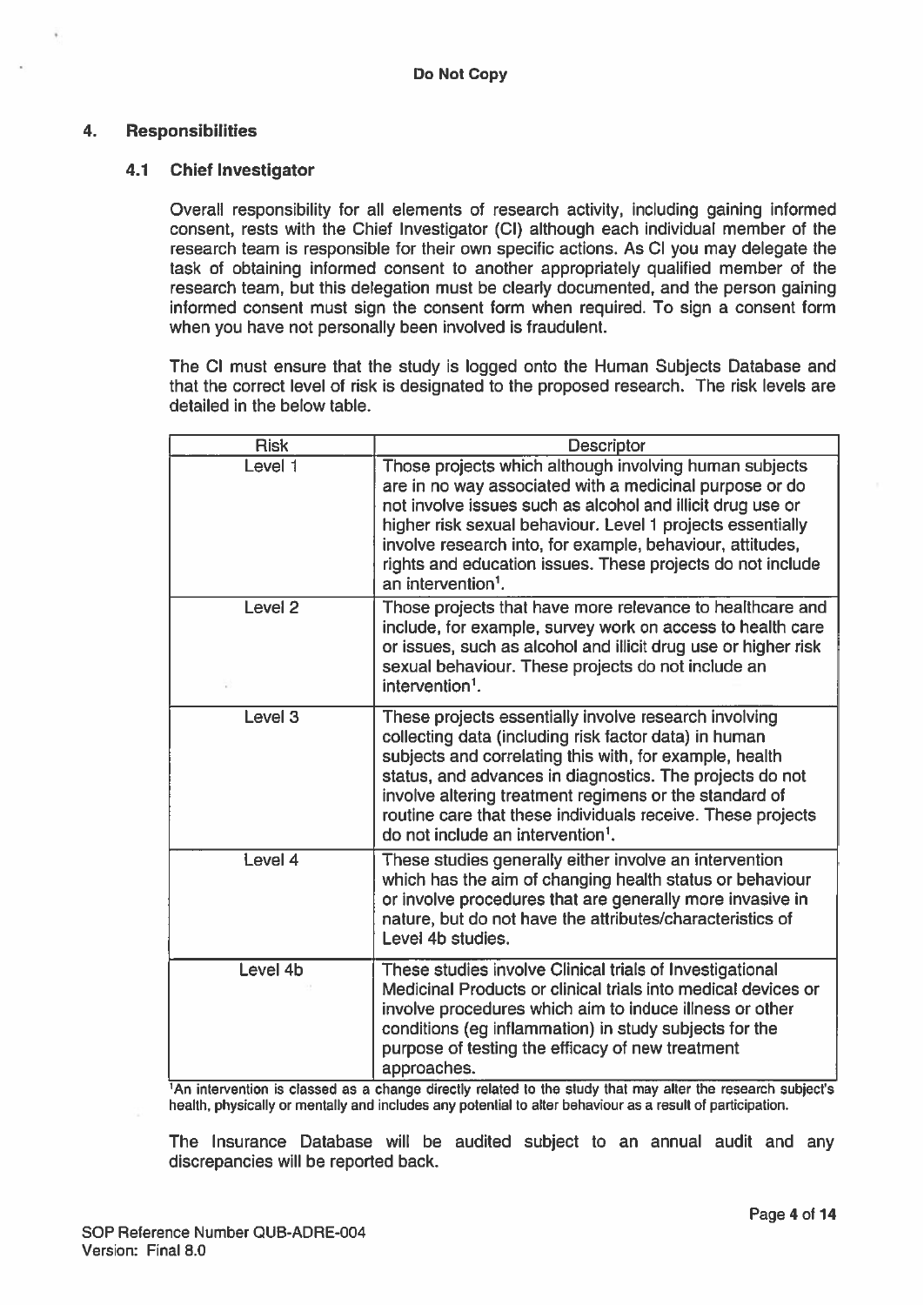## 4. Responsibilities

### 4.1 Chief Investigator

Overall responsibility for all elements of research activity, including gaining informed consent, rests with the Chief Investigator (CI) although each individual member of the research team is responsible for their own specific actions. As CI you may delegate the task of obtaining informed consent to another appropriately qualified member of the research team, but this delegation must be clearly documented, and the person gaining informed consent must sign the consent form when required. To sign a consent form when you have not personally been involved is fraudulent.

The CI must ensure that the study is logged onto the Human Subjects Database and that the correct level of risk is designated to the proposed research. The risk levels are detailed in the below table.

| Risk | Descriptor |
|---|---|
| Level 1 | Those projects which although involving human subjects are in no way associated with a medicinal purpose or do not involve issues such as alcohol and illicit drug use or higher risk sexual behaviour. Level 1 projects essentially involve research into, for example, behaviour, attitudes, rights and education issues. These projects do not include an intervention[1]. |
| Level 2 | Those projects that have more relevance to healthcare and include, for example, survey work on access to health care or issues, such as alcohol and illicit drug use or higher risk sexual behaviour. These projects do not include an intervention[1]. |
| Level 3 | These projects essentially involve research involving collecting data (including risk factor data) in human subjects and correlating this with, for example, health status, and advances in diagnostics. The projects do not involve altering treatment regimens or the standard of routine care that these individuals receive. These projects do not include an intervention[1]. |
| Level 4 | These studies generally either involve an intervention which has the aim of changing health status or behaviour or involve procedures that are generally more invasive in nature, but do not have the attributes/characteristics of Level 4b studies. |
| Level 4b | These studies involve Clinical trials of Investigational Medicinal Products or clinical trials into medical devices or involve procedures which aim to induce illness or other conditions (eg inflammation) in study subjects for the purpose of testing the efficacy of new treatment approaches. |

[1]An intervention is classed as a change directly related to the study that may alter the research subject's health, physically or mentally and includes any potential to alter behaviour as a result of participation.

The Insurance Database will be audited subject to an annual audit and any discrepancies will be reported back.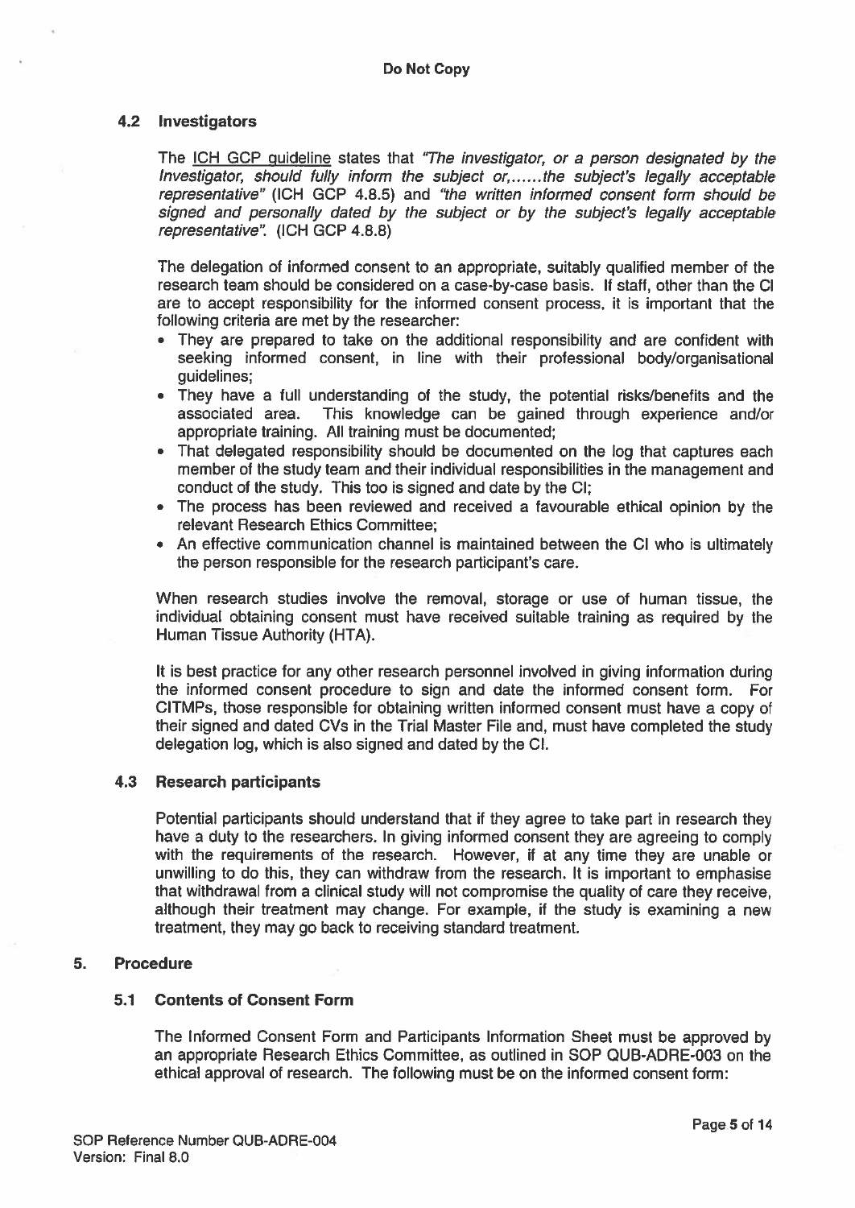### 4.2 Investigators

The ICH GCP guideline states that *"The investigator, or a person designated by the Investigator, should fully inform the subject or,......the subject's legally acceptable representative"* (ICH GCP 4.8.5) and *"the written informed consent form should be signed and personally dated by the subject or by the subject's legally acceptable representative".* (ICH GCP 4.8.8)

The delegation of informed consent to an appropriate, suitably qualified member of the research team should be considered on a case-by-case basis. If staff, other than the CI are to accept responsibility for the informed consent process, it is important that the following criteria are met by the researcher:

- They are prepared to take on the additional responsibility and are confident with seeking informed consent, in line with their professional body/organisational guidelines;
- They have a full understanding of the study, the potential risks/benefits and the associated area. This knowledge can be gained through experience and/or appropriate training. All training must be documented;
- That delegated responsibility should be documented on the log that captures each member of the study team and their individual responsibilities in the management and conduct of the study. This too is signed and date by the CI;
- The process has been reviewed and received a favourable ethical opinion by the relevant Research Ethics Committee;
- An effective communication channel is maintained between the CI who is ultimately the person responsible for the research participant's care.

When research studies involve the removal, storage or use of human tissue, the individual obtaining consent must have received suitable training as required by the Human Tissue Authority (HTA).

It is best practice for any other research personnel involved in giving information during the informed consent procedure to sign and date the informed consent form. For CITMPs, those responsible for obtaining written informed consent must have a copy of their signed and dated CVs in the Trial Master File and, must have completed the study delegation log, which is also signed and dated by the CI.

### 4.3 Research participants

Potential participants should understand that if they agree to take part in research they have a duty to the researchers. In giving informed consent they are agreeing to comply with the requirements of the research. However, if at any time they are unable or unwilling to do this, they can withdraw from the research. It is important to emphasise that withdrawal from a clinical study will not compromise the quality of care they receive, although their treatment may change. For example, if the study is examining a new treatment, they may go back to receiving standard treatment.

## 5. Procedure

### 5.1 Contents of Consent Form

The Informed Consent Form and Participants Information Sheet must be approved by an appropriate Research Ethics Committee, as outlined in SOP QUB-ADRE-003 on the ethical approval of research. The following must be on the informed consent form: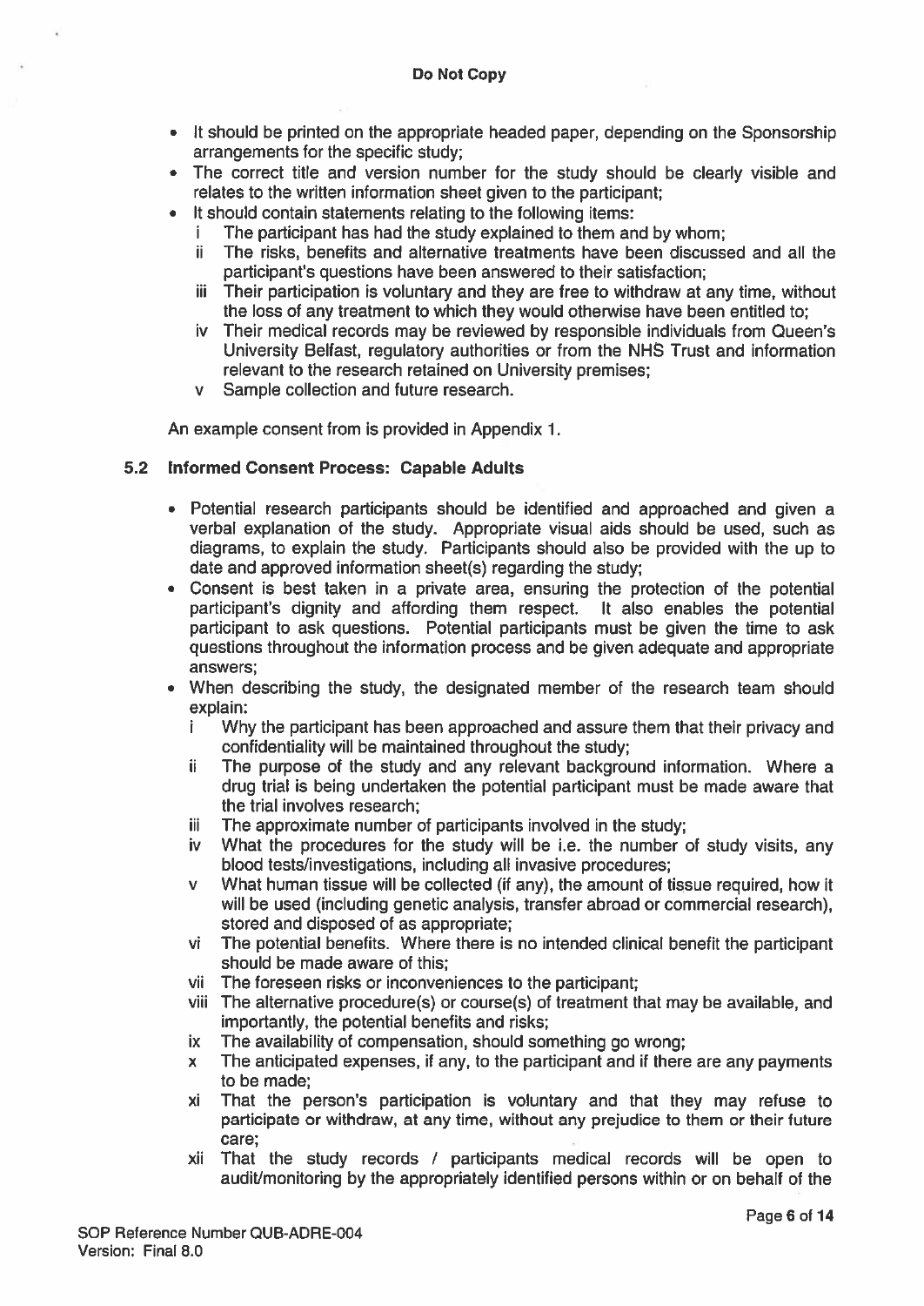- It should be printed on the appropriate headed paper, depending on the Sponsorship arrangements for the specific study;
- The correct title and version number for the study should be clearly visible and relates to the written information sheet given to the participant;
- It should contain statements relating to the following items:
  - i The participant has had the study explained to them and by whom;
  - ii The risks, benefits and alternative treatments have been discussed and all the participant's questions have been answered to their satisfaction;
  - iii Their participation is voluntary and they are free to withdraw at any time, without the loss of any treatment to which they would otherwise have been entitled to;
  - iv Their medical records may be reviewed by responsible individuals from Queen's University Belfast, regulatory authorities or from the NHS Trust and information relevant to the research retained on University premises;
  - v Sample collection and future research.

An example consent from is provided in Appendix 1.

### 5.2 Informed Consent Process: Capable Adults

- Potential research participants should be identified and approached and given a verbal explanation of the study. Appropriate visual aids should be used, such as diagrams, to explain the study. Participants should also be provided with the up to date and approved information sheet(s) regarding the study;
- Consent is best taken in a private area, ensuring the protection of the potential participant's dignity and affording them respect. It also enables the potential participant to ask questions. Potential participants must be given the time to ask questions throughout the information process and be given adequate and appropriate answers;
- When describing the study, the designated member of the research team should explain:
  - i Why the participant has been approached and assure them that their privacy and confidentiality will be maintained throughout the study;
  - ii The purpose of the study and any relevant background information. Where a drug trial is being undertaken the potential participant must be made aware that the trial involves research;
  - iii The approximate number of participants involved in the study;
  - iv What the procedures for the study will be i.e. the number of study visits, any blood tests/investigations, including all invasive procedures;
  - v What human tissue will be collected (if any), the amount of tissue required, how it will be used (including genetic analysis, transfer abroad or commercial research), stored and disposed of as appropriate;
  - vi The potential benefits. Where there is no intended clinical benefit the participant should be made aware of this;
  - vii The foreseen risks or inconveniences to the participant;
  - viii The alternative procedure(s) or course(s) of treatment that may be available, and importantly, the potential benefits and risks;
  - ix The availability of compensation, should something go wrong;
  - x The anticipated expenses, if any, to the participant and if there are any payments to be made;
  - xi That the person's participation is voluntary and that they may refuse to participate or withdraw, at any time, without any prejudice to them or their future care;
  - xii That the study records / participants medical records will be open to audit/monitoring by the appropriately identified persons within or on behalf of the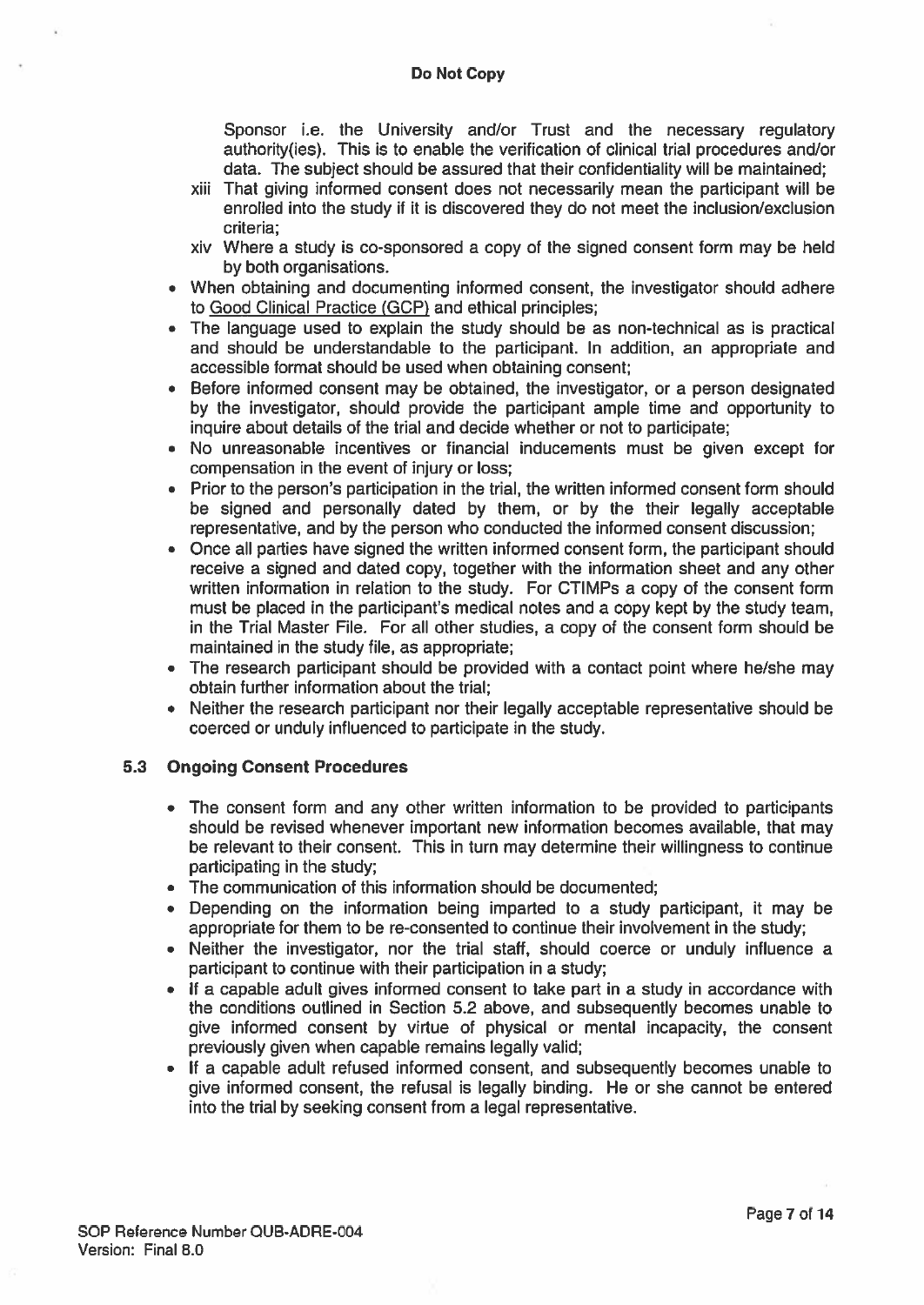Sponsor i.e. the University and/or Trust and the necessary regulatory authority(ies). This is to enable the verification of clinical trial procedures and/or data. The subject should be assured that their confidentiality will be maintained;

xiii That giving informed consent does not necessarily mean the participant will be enrolled into the study if it is discovered they do not meet the inclusion/exclusion criteria;

xiv Where a study is co-sponsored a copy of the signed consent form may be held by both organisations.

- When obtaining and documenting informed consent, the investigator should adhere to Good Clinical Practice (GCP) and ethical principles;
- The language used to explain the study should be as non-technical as is practical and should be understandable to the participant. In addition, an appropriate and accessible format should be used when obtaining consent;
- Before informed consent may be obtained, the investigator, or a person designated by the investigator, should provide the participant ample time and opportunity to inquire about details of the trial and decide whether or not to participate;
- No unreasonable incentives or financial inducements must be given except for compensation in the event of injury or loss;
- Prior to the person's participation in the trial, the written informed consent form should be signed and personally dated by them, or by the their legally acceptable representative, and by the person who conducted the informed consent discussion;
- Once all parties have signed the written informed consent form, the participant should receive a signed and dated copy, together with the information sheet and any other written information in relation to the study. For CTIMPs a copy of the consent form must be placed in the participant's medical notes and a copy kept by the study team, in the Trial Master File. For all other studies, a copy of the consent form should be maintained in the study file, as appropriate;
- The research participant should be provided with a contact point where he/she may obtain further information about the trial;
- Neither the research participant nor their legally acceptable representative should be coerced or unduly influenced to participate in the study.

### 5.3 Ongoing Consent Procedures

- The consent form and any other written information to be provided to participants should be revised whenever important new information becomes available, that may be relevant to their consent. This in turn may determine their willingness to continue participating in the study;
- The communication of this information should be documented;
- Depending on the information being imparted to a study participant, it may be appropriate for them to be re-consented to continue their involvement in the study;
- Neither the investigator, nor the trial staff, should coerce or unduly influence a participant to continue with their participation in a study;
- If a capable adult gives informed consent to take part in a study in accordance with the conditions outlined in Section 5.2 above, and subsequently becomes unable to give informed consent by virtue of physical or mental incapacity, the consent previously given when capable remains legally valid;
- If a capable adult refused informed consent, and subsequently becomes unable to give informed consent, the refusal is legally binding. He or she cannot be entered into the trial by seeking consent from a legal representative.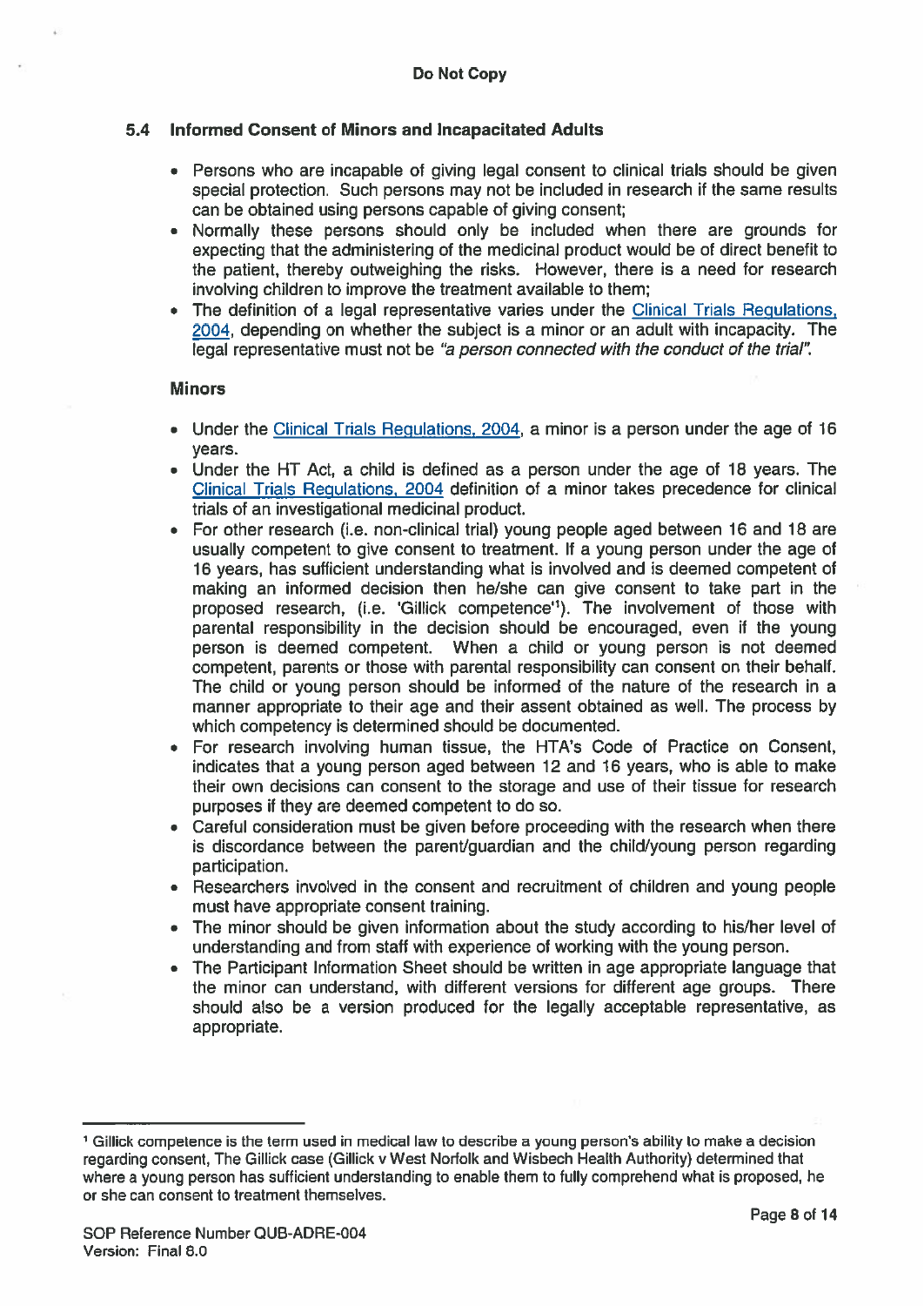## 5.4 Informed Consent of Minors and Incapacitated Adults

- Persons who are incapable of giving legal consent to clinical trials should be given special protection. Such persons may not be included in research if the same results can be obtained using persons capable of giving consent;
- Normally these persons should only be included when there are grounds for expecting that the administering of the medicinal product would be of direct benefit to the patient, thereby outweighing the risks. However, there is a need for research involving children to improve the treatment available to them;
- The definition of a legal representative varies under the Clinical Trials Regulations, 2004, depending on whether the subject is a minor or an adult with incapacity. The legal representative must not be *"a person connected with the conduct of the trial"*.

### Minors

- Under the Clinical Trials Regulations, 2004, a minor is a person under the age of 16 years.
- Under the HT Act, a child is defined as a person under the age of 18 years. The Clinical Trials Regulations, 2004 definition of a minor takes precedence for clinical trials of an investigational medicinal product.
- For other research (i.e. non-clinical trial) young people aged between 16 and 18 are usually competent to give consent to treatment. If a young person under the age of 16 years, has sufficient understanding what is involved and is deemed competent of making an informed decision then he/she can give consent to take part in the proposed research, (i.e. 'Gillick competence'[1]). The involvement of those with parental responsibility in the decision should be encouraged, even if the young person is deemed competent. When a child or young person is not deemed competent, parents or those with parental responsibility can consent on their behalf. The child or young person should be informed of the nature of the research in a manner appropriate to their age and their assent obtained as well. The process by which competency is determined should be documented.
- For research involving human tissue, the HTA's Code of Practice on Consent, indicates that a young person aged between 12 and 16 years, who is able to make their own decisions can consent to the storage and use of their tissue for research purposes if they are deemed competent to do so.
- Careful consideration must be given before proceeding with the research when there is discordance between the parent/guardian and the child/young person regarding participation.
- Researchers involved in the consent and recruitment of children and young people must have appropriate consent training.
- The minor should be given information about the study according to his/her level of understanding and from staff with experience of working with the young person.
- The Participant Information Sheet should be written in age appropriate language that the minor can understand, with different versions for different age groups. There should also be a version produced for the legally acceptable representative, as appropriate.

---

[1] Gillick competence is the term used in medical law to describe a young person's ability to make a decision regarding consent, The Gillick case (Gillick v West Norfolk and Wisbech Health Authority) determined that where a young person has sufficient understanding to enable them to fully comprehend what is proposed, he or she can consent to treatment themselves.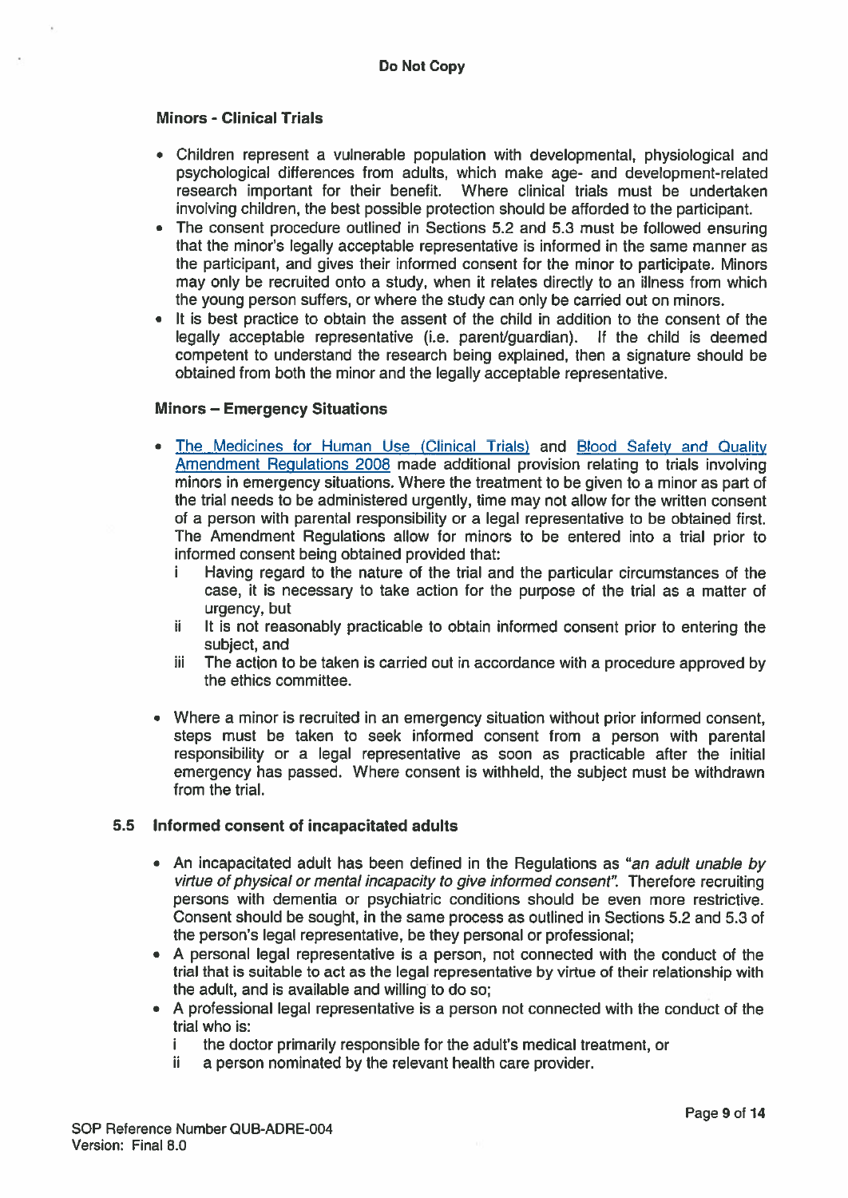#### Minors - Clinical Trials

- Children represent a vulnerable population with developmental, physiological and psychological differences from adults, which make age- and development-related research important for their benefit. Where clinical trials must be undertaken involving children, the best possible protection should be afforded to the participant.
- The consent procedure outlined in Sections 5.2 and 5.3 must be followed ensuring that the minor's legally acceptable representative is informed in the same manner as the participant, and gives their informed consent for the minor to participate. Minors may only be recruited onto a study, when it relates directly to an illness from which the young person suffers, or where the study can only be carried out on minors.
- It is best practice to obtain the assent of the child in addition to the consent of the legally acceptable representative (i.e. parent/guardian). If the child is deemed competent to understand the research being explained, then a signature should be obtained from both the minor and the legally acceptable representative.

#### Minors – Emergency Situations

- The Medicines for Human Use (Clinical Trials) and Blood Safety and Quality Amendment Regulations 2008 made additional provision relating to trials involving minors in emergency situations. Where the treatment to be given to a minor as part of the trial needs to be administered urgently, time may not allow for the written consent of a person with parental responsibility or a legal representative to be obtained first. The Amendment Regulations allow for minors to be entered into a trial prior to informed consent being obtained provided that:
  - i Having regard to the nature of the trial and the particular circumstances of the case, it is necessary to take action for the purpose of the trial as a matter of urgency, but
  - ii It is not reasonably practicable to obtain informed consent prior to entering the subject, and
  - iii The action to be taken is carried out in accordance with a procedure approved by the ethics committee.

- Where a minor is recruited in an emergency situation without prior informed consent, steps must be taken to seek informed consent from a person with parental responsibility or a legal representative as soon as practicable after the initial emergency has passed. Where consent is withheld, the subject must be withdrawn from the trial.

### 5.5 Informed consent of incapacitated adults

- An incapacitated adult has been defined in the Regulations as "*an adult unable by virtue of physical or mental incapacity to give informed consent*". Therefore recruiting persons with dementia or psychiatric conditions should be even more restrictive. Consent should be sought, in the same process as outlined in Sections 5.2 and 5.3 of the person's legal representative, be they personal or professional;
- A personal legal representative is a person, not connected with the conduct of the trial that is suitable to act as the legal representative by virtue of their relationship with the adult, and is available and willing to do so;
- A professional legal representative is a person not connected with the conduct of the trial who is:
  - i the doctor primarily responsible for the adult's medical treatment, or
  - ii a person nominated by the relevant health care provider.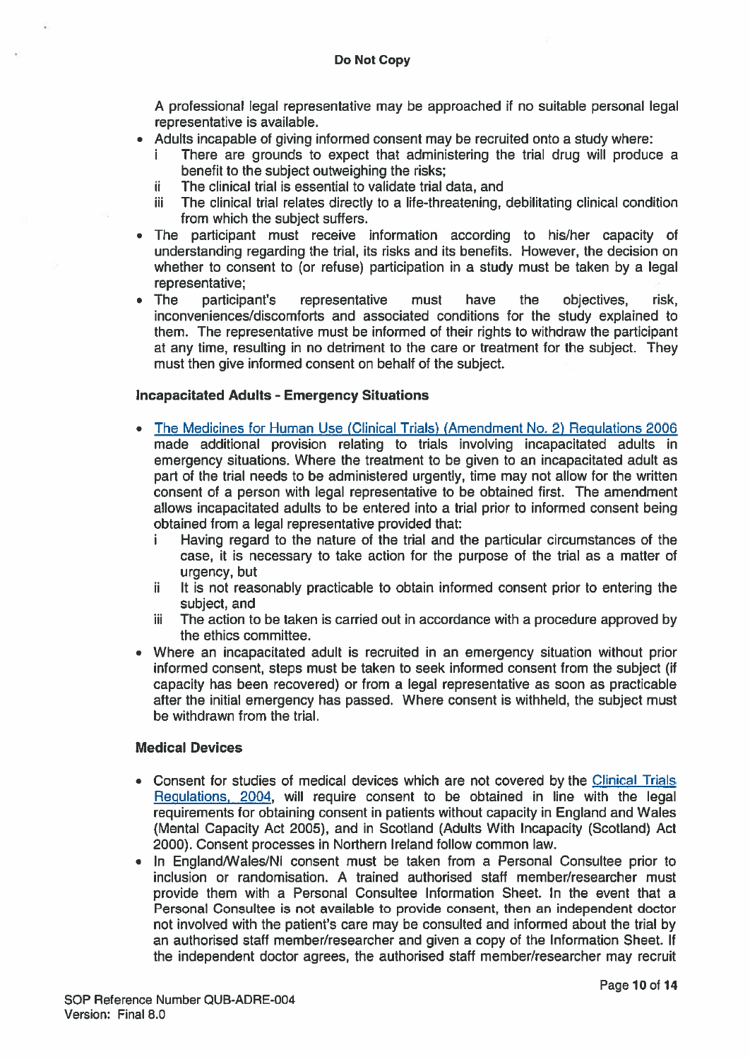A professional legal representative may be approached if no suitable personal legal representative is available.

- Adults incapable of giving informed consent may be recruited onto a study where:
  - i There are grounds to expect that administering the trial drug will produce a benefit to the subject outweighing the risks;
  - ii The clinical trial is essential to validate trial data, and
  - iii The clinical trial relates directly to a life-threatening, debilitating clinical condition from which the subject suffers.
- The participant must receive information according to his/her capacity of understanding regarding the trial, its risks and its benefits. However, the decision on whether to consent to (or refuse) participation in a study must be taken by a legal representative;
- The participant's representative must have the objectives, risk, inconveniences/discomforts and associated conditions for the study explained to them. The representative must be informed of their rights to withdraw the participant at any time, resulting in no detriment to the care or treatment for the subject. They must then give informed consent on behalf of the subject.

### Incapacitated Adults - Emergency Situations

- The Medicines for Human Use (Clinical Trials) (Amendment No. 2) Regulations 2006 made additional provision relating to trials involving incapacitated adults in emergency situations. Where the treatment to be given to an incapacitated adult as part of the trial needs to be administered urgently, time may not allow for the written consent of a person with legal representative to be obtained first. The amendment allows incapacitated adults to be entered into a trial prior to informed consent being obtained from a legal representative provided that:
  - i Having regard to the nature of the trial and the particular circumstances of the case, it is necessary to take action for the purpose of the trial as a matter of urgency, but
  - ii It is not reasonably practicable to obtain informed consent prior to entering the subject, and
  - iii The action to be taken is carried out in accordance with a procedure approved by the ethics committee.
- Where an incapacitated adult is recruited in an emergency situation without prior informed consent, steps must be taken to seek informed consent from the subject (if capacity has been recovered) or from a legal representative as soon as practicable after the initial emergency has passed. Where consent is withheld, the subject must be withdrawn from the trial.

### Medical Devices

- Consent for studies of medical devices which are not covered by the Clinical Trials Regulations, 2004, will require consent to be obtained in line with the legal requirements for obtaining consent in patients without capacity in England and Wales (Mental Capacity Act 2005), and in Scotland (Adults With Incapacity (Scotland) Act 2000). Consent processes in Northern Ireland follow common law.
- In England/Wales/NI consent must be taken from a Personal Consultee prior to inclusion or randomisation. A trained authorised staff member/researcher must provide them with a Personal Consultee Information Sheet. In the event that a Personal Consultee is not available to provide consent, then an independent doctor not involved with the patient's care may be consulted and informed about the trial by an authorised staff member/researcher and given a copy of the Information Sheet. If the independent doctor agrees, the authorised staff member/researcher may recruit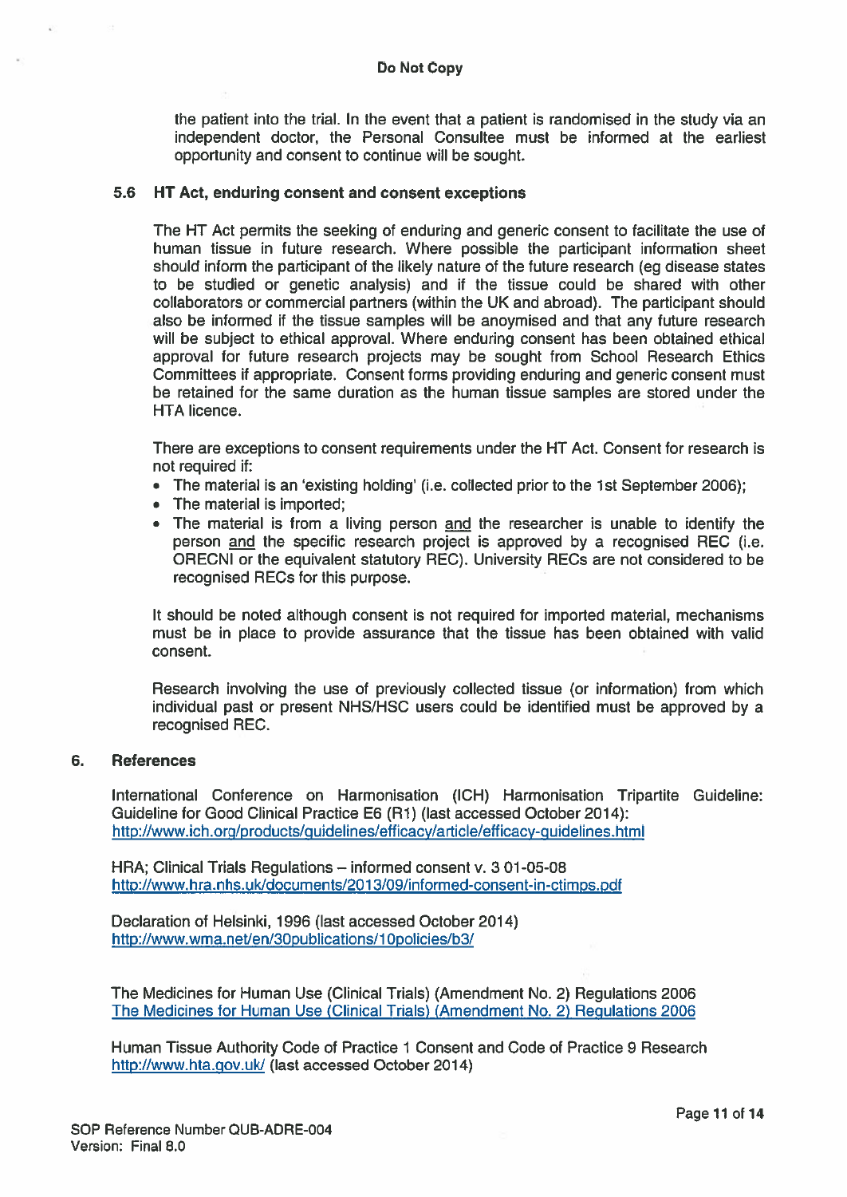the patient into the trial. In the event that a patient is randomised in the study via an independent doctor, the Personal Consultee must be informed at the earliest opportunity and consent to continue will be sought.

### 5.6 HT Act, enduring consent and consent exceptions

The HT Act permits the seeking of enduring and generic consent to facilitate the use of human tissue in future research. Where possible the participant information sheet should inform the participant of the likely nature of the future research (eg disease states to be studied or genetic analysis) and if the tissue could be shared with other collaborators or commercial partners (within the UK and abroad). The participant should also be informed if the tissue samples will be anoymised and that any future research will be subject to ethical approval. Where enduring consent has been obtained ethical approval for future research projects may be sought from School Research Ethics Committees if appropriate. Consent forms providing enduring and generic consent must be retained for the same duration as the human tissue samples are stored under the HTA licence.

There are exceptions to consent requirements under the HT Act. Consent for research is not required if:

- The material is an 'existing holding' (i.e. collected prior to the 1st September 2006);
- The material is imported;
- The material is from a living person <u>and</u> the researcher is unable to identify the person <u>and</u> the specific research project is approved by a recognised REC (i.e. ORECNI or the equivalent statutory REC). University RECs are not considered to be recognised RECs for this purpose.

It should be noted although consent is not required for imported material, mechanisms must be in place to provide assurance that the tissue has been obtained with valid consent.

Research involving the use of previously collected tissue (or information) from which individual past or present NHS/HSC users could be identified must be approved by a recognised REC.

## 6. References

International Conference on Harmonisation (ICH) Harmonisation Tripartite Guideline: Guideline for Good Clinical Practice E6 (R1) (last accessed October 2014):
http://www.ich.org/products/guidelines/efficacy/article/efficacy-guidelines.html

HRA; Clinical Trials Regulations – informed consent v. 3 01-05-08
http://www.hra.nhs.uk/documents/2013/09/informed-consent-in-ctimps.pdf

Declaration of Helsinki, 1996 (last accessed October 2014)
http://www.wma.net/en/30publications/10policies/b3/

The Medicines for Human Use (Clinical Trials) (Amendment No. 2) Regulations 2006
The Medicines for Human Use (Clinical Trials) (Amendment No. 2) Regulations 2006

Human Tissue Authority Code of Practice 1 Consent and Code of Practice 9 Research
http://www.hta.gov.uk/ (last accessed October 2014)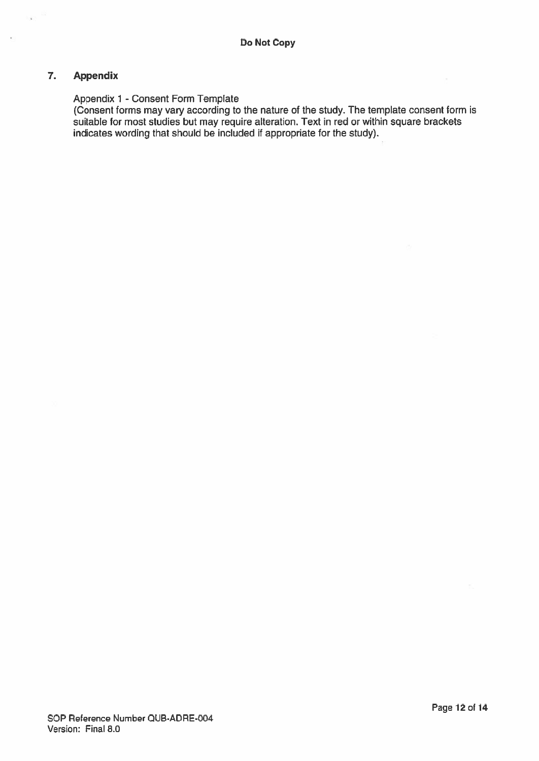## 7. Appendix

Appendix 1 - Consent Form Template
(Consent forms may vary according to the nature of the study. The template consent form is suitable for most studies but may require alteration. Text in red or within square brackets indicates wording that should be included if appropriate for the study).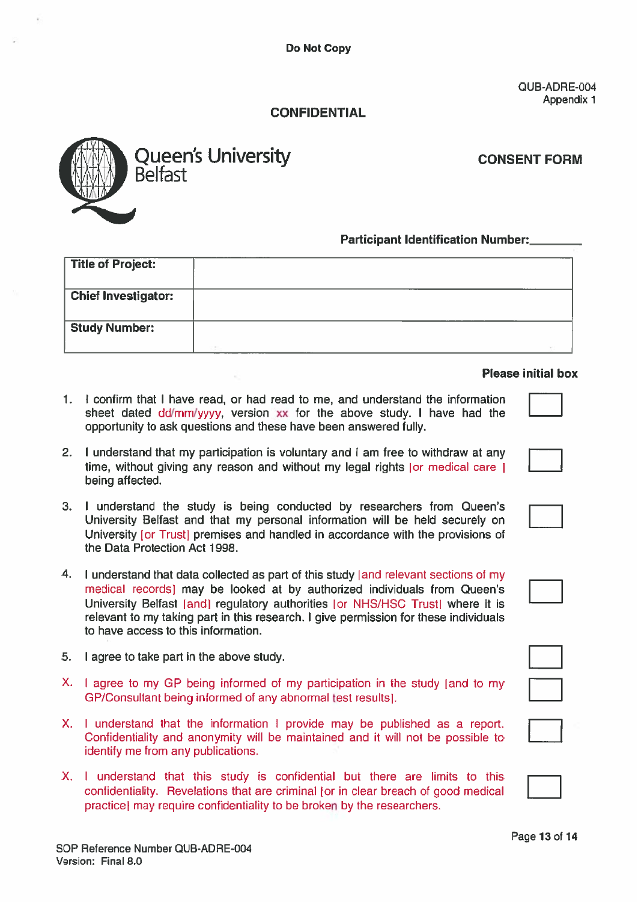**Do Not Copy**

QUB-ADRE-004
Appendix 1

**CONFIDENTIAL**

Queen's University Belfast

**CONSENT FORM**

**Participant Identification Number:________**

| **Title of Project:** | |
|---|---|
| **Chief Investigator:** | |
| **Study Number:** | |

**Please initial box**

1. I confirm that I have read, or had read to me, and understand the information sheet dated dd/mm/yyyy, version xx for the above study. I have had the opportunity to ask questions and these have been answered fully. ☐

2. I understand that my participation is voluntary and I am free to withdraw at any time, without giving any reason and without my legal rights [or medical care] being affected. ☐

3. I understand the study is being conducted by researchers from Queen's University Belfast and that my personal information will be held securely on University [or Trust] premises and handled in accordance with the provisions of the Data Protection Act 1998. ☐

4. I understand that data collected as part of this study [and relevant sections of my medical records] may be looked at by authorized individuals from Queen's University Belfast [and] regulatory authorities [or NHS/HSC Trust] where it is relevant to my taking part in this research. I give permission for these individuals to have access to this information. ☐

5. I agree to take part in the above study. ☐

X. I agree to my GP being informed of my participation in the study [and to my GP/Consultant being informed of any abnormal test results]. ☐

X. I understand that the information I provide may be published as a report. Confidentiality and anonymity will be maintained and it will not be possible to identify me from any publications. ☐

X. I understand that this study is confidential but there are limits to this confidentiality. Revelations that are criminal [or in clear breach of good medical practice] may require confidentiality to be broken by the researchers. ☐

SOP Reference Number QUB-ADRE-004
Version: Final 8.0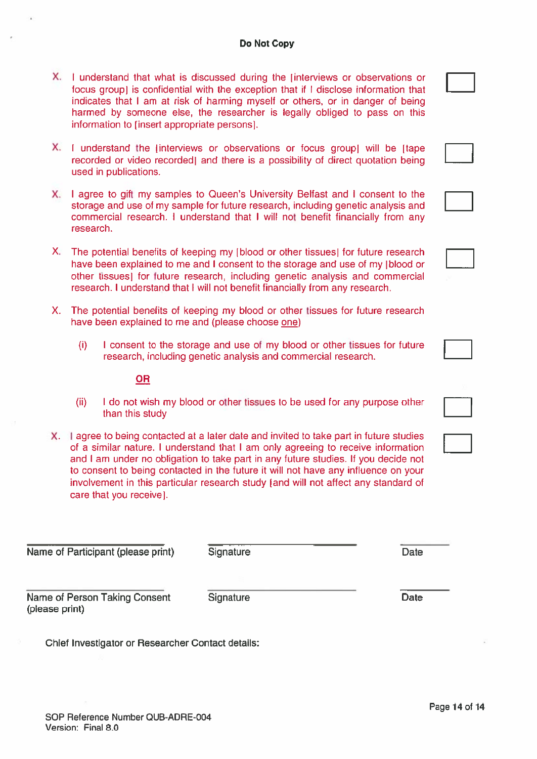**Do Not Copy**

X. I understand that what is discussed during the [interviews or observations or focus group] is confidential with the exception that if I disclose information that indicates that I am at risk of harming myself or others, or in danger of being harmed by someone else, the researcher is legally obliged to pass on this information to [insert appropriate persons]. ☐

X. I understand the [interviews or observations or focus group] will be [tape recorded or video recorded] and there is a possibility of direct quotation being used in publications. ☐

X. I agree to gift my samples to Queen's University Belfast and I consent to the storage and use of my sample for future research, including genetic analysis and commercial research. I understand that I will not benefit financially from any research. ☐

X. The potential benefits of keeping my [blood or other tissues] for future research have been explained to me and I consent to the storage and use of my [blood or other tissues] for future research, including genetic analysis and commercial research. I understand that I will not benefit financially from any research. ☐

X. The potential benefits of keeping my blood or other tissues for future research have been explained to me and (please choose one)

(i) I consent to the storage and use of my blood or other tissues for future research, including genetic analysis and commercial research. ☐

**OR**

(ii) I do not wish my blood or other tissues to be used for any purpose other than this study ☐

X. I agree to being contacted at a later date and invited to take part in future studies of a similar nature. I understand that I am only agreeing to receive information and I am under no obligation to take part in any future studies. If you decide not to consent to being contacted in the future it will not have any influence on your involvement in this particular research study [and will not affect any standard of care that you receive]. ☐

| | | |
|---|---|---|
| Name of Participant (please print) | Signature | Date |
| Name of Person Taking Consent (please print) | Signature | Date |

Chief Investigator or Researcher Contact details:

SOP Reference Number QUB-ADRE-004
Version: Final 8.0